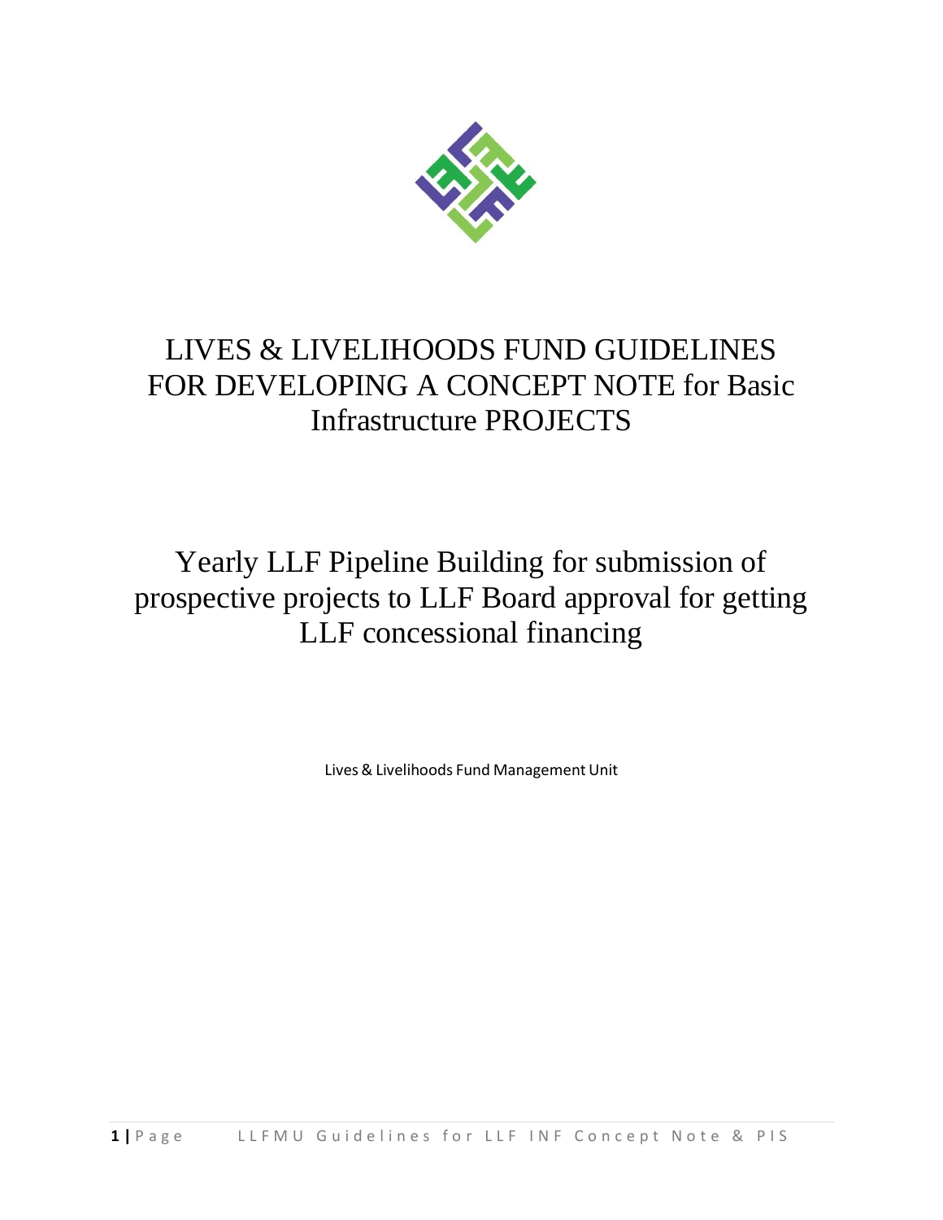# LIVES & LIVELIHOODS FUND GUIDELINES FOR DEVELOPING A CONCEPT NOTE for Basic Infrastructure PROJECTS

## Yearly LLF Pipeline Building for submission of prospective projects to LLF Board approval for getting LLF concessional financing

Lives & Livelihoods Fund Management Unit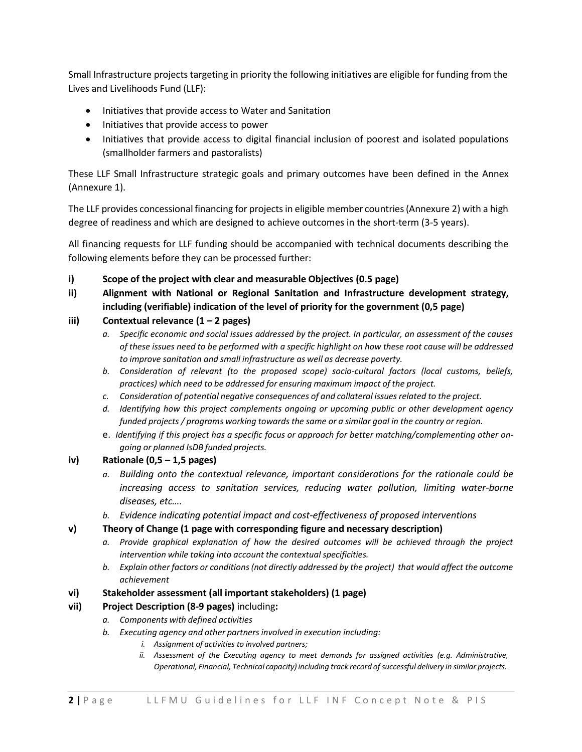Small Infrastructure projects targeting in priority the following initiatives are eligible for funding from the Lives and Livelihoods Fund (LLF):

- Initiatives that provide access to Water and Sanitation
- Initiatives that provide access to power
- Initiatives that provide access to digital financial inclusion of poorest and isolated populations (smallholder farmers and pastoralists)

These LLF Small Infrastructure strategic goals and primary outcomes have been defined in the Annex (Annexure 1).

The LLF provides concessional financing for projects in eligible member countries (Annexure 2) with a high degree of readiness and which are designed to achieve outcomes in the short-term (3-5 years).

All financing requests for LLF funding should be accompanied with technical documents describing the following elements before they can be processed further:

**i) Scope of the project with clear and measurable Objectives (0.5 page)**

**ii) Alignment with National or Regional Sanitation and Infrastructure development strategy, including (verifiable) indication of the level of priority for the government (0,5 page)**

**iii) Contextual relevance (1 – 2 pages)**

  a. *Specific economic and social issues addressed by the project. In particular, an assessment of the causes of these issues need to be performed with a specific highlight on how these root cause will be addressed to improve sanitation and small infrastructure as well as decrease poverty.*
  
  b. *Consideration of relevant (to the proposed scope) socio-cultural factors (local customs, beliefs, practices) which need to be addressed for ensuring maximum impact of the project.*
  
  c. *Consideration of potential negative consequences of and collateral issues related to the project.*
  
  d. *Identifying how this project complements ongoing or upcoming public or other development agency funded projects / programs working towards the same or a similar goal in the country or region.*
  
  e. *Identifying if this project has a specific focus or approach for better matching/complementing other on-going or planned IsDB funded projects.*

**iv) Rationale (0,5 – 1,5 pages)**

  a. *Building onto the contextual relevance, important considerations for the rationale could be increasing access to sanitation services, reducing water pollution, limiting water-borne diseases, etc….*
  
  b. *Evidence indicating potential impact and cost-effectiveness of proposed interventions*

**v) Theory of Change (1 page with corresponding figure and necessary description)**

  a. *Provide graphical explanation of how the desired outcomes will be achieved through the project intervention while taking into account the contextual specificities.*
  
  b. *Explain other factors or conditions (not directly addressed by the project) that would affect the outcome achievement*

**vi) Stakeholder assessment (all important stakeholders) (1 page)**

**vii) Project Description (8-9 pages)** including**:**

  a. *Components with defined activities*
  
  b. *Executing agency and other partners involved in execution including:*
  
    i. *Assignment of activities to involved partners;*
    
    ii. *Assessment of the Executing agency to meet demands for assigned activities (e.g. Administrative, Operational, Financial, Technical capacity) including track record of successful delivery in similar projects.*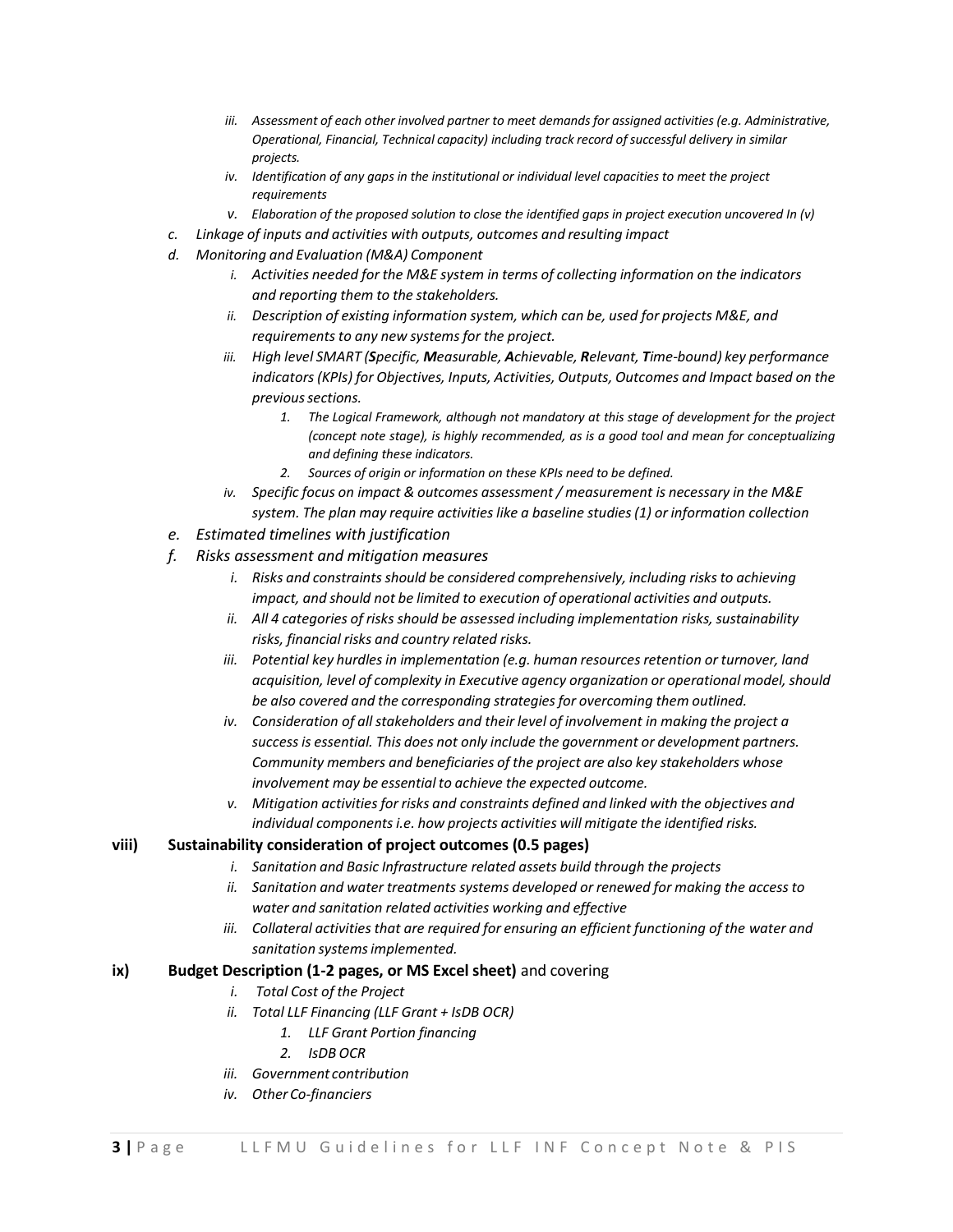- *iii. Assessment of each other involved partner to meet demands for assigned activities (e.g. Administrative, Operational, Financial, Technical capacity) including track record of successful delivery in similar projects.*
   - *iv. Identification of any gaps in the institutional or individual level capacities to meet the project requirements*
   - *v. Elaboration of the proposed solution to close the identified gaps in project execution uncovered In (v)*

- *c. Linkage of inputs and activities with outputs, outcomes and resulting impact*
- *d. Monitoring and Evaluation (M&A) Component*
   - *i. Activities needed for the M&E system in terms of collecting information on the indicators and reporting them to the stakeholders.*
   - *ii. Description of existing information system, which can be, used for projects M&E, and requirements to any new systems for the project.*
   - *iii. High level SMART (**S**pecific, **M**easurable, **A**chievable, **R**elevant, **T**ime-bound) key performance indicators (KPIs) for Objectives, Inputs, Activities, Outputs, Outcomes and Impact based on the previous sections.*
      - *1. The Logical Framework, although not mandatory at this stage of development for the project (concept note stage), is highly recommended, as is a good tool and mean for conceptualizing and defining these indicators.*
      - *2. Sources of origin or information on these KPIs need to be defined.*
   - *iv. Specific focus on impact & outcomes assessment / measurement is necessary in the M&E system. The plan may require activities like a baseline studies (1) or information collection*
- *e. Estimated timelines with justification*
- *f. Risks assessment and mitigation measures*
   - *i. Risks and constraints should be considered comprehensively, including risks to achieving impact, and should not be limited to execution of operational activities and outputs.*
   - *ii. All 4 categories of risks should be assessed including implementation risks, sustainability risks, financial risks and country related risks.*
   - *iii. Potential key hurdles in implementation (e.g. human resources retention or turnover, land acquisition, level of complexity in Executive agency organization or operational model, should be also covered and the corresponding strategies for overcoming them outlined.*
   - *iv. Consideration of all stakeholders and their level of involvement in making the project a success is essential. This does not only include the government or development partners. Community members and beneficiaries of the project are also key stakeholders whose involvement may be essential to achieve the expected outcome.*
   - *v. Mitigation activities for risks and constraints defined and linked with the objectives and individual components i.e. how projects activities will mitigate the identified risks.*

**viii) Sustainability consideration of project outcomes (0.5 pages)**

- *i. Sanitation and Basic Infrastructure related assets build through the projects*
- *ii. Sanitation and water treatments systems developed or renewed for making the access to water and sanitation related activities working and effective*
- *iii. Collateral activities that are required for ensuring an efficient functioning of the water and sanitation systems implemented.*

**ix) Budget Description (1-2 pages, or MS Excel sheet)** and covering

- *i. Total Cost of the Project*
- *ii. Total LLF Financing (LLF Grant + IsDB OCR)*
   - *1. LLF Grant Portion financing*
   - *2. IsDB OCR*
- *iii. Government contribution*
- *iv. Other Co-financiers*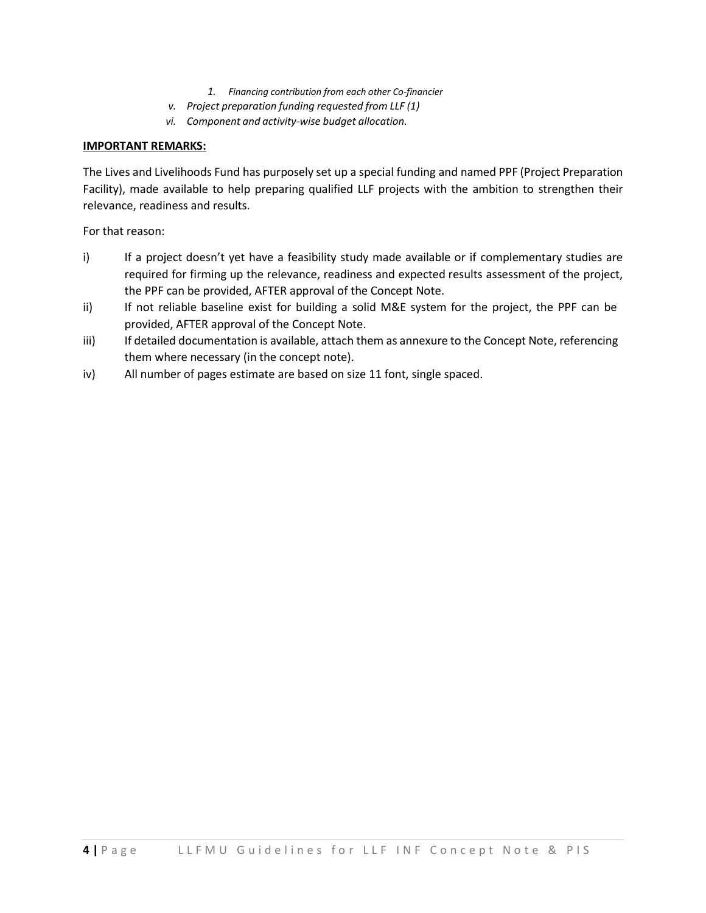1. *Financing contribution from each other Co-financier*

v. *Project preparation funding requested from LLF (1)*

vi. *Component and activity-wise budget allocation.*

**IMPORTANT REMARKS:**

The Lives and Livelihoods Fund has purposely set up a special funding and named PPF (Project Preparation Facility), made available to help preparing qualified LLF projects with the ambition to strengthen their relevance, readiness and results.

For that reason:

i) If a project doesn't yet have a feasibility study made available or if complementary studies are required for firming up the relevance, readiness and expected results assessment of the project, the PPF can be provided, AFTER approval of the Concept Note.

ii) If not reliable baseline exist for building a solid M&E system for the project, the PPF can be provided, AFTER approval of the Concept Note.

iii) If detailed documentation is available, attach them as annexure to the Concept Note, referencing them where necessary (in the concept note).

iv) All number of pages estimate are based on size 11 font, single spaced.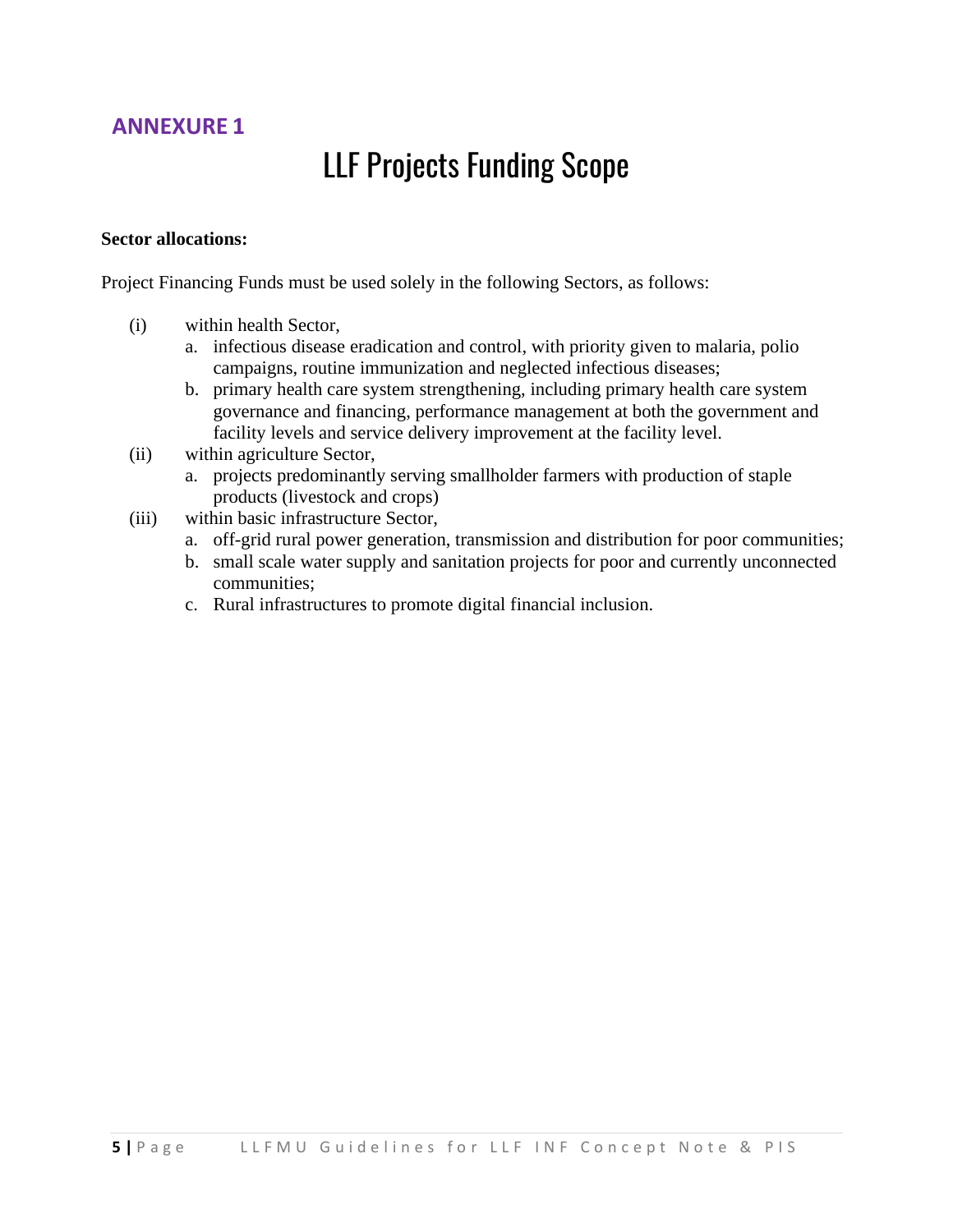## ANNEXURE 1

# LLF Projects Funding Scope

**Sector allocations:**

Project Financing Funds must be used solely in the following Sectors, as follows:

(i) within health Sector,
   a. infectious disease eradication and control, with priority given to malaria, polio campaigns, routine immunization and neglected infectious diseases;
   b. primary health care system strengthening, including primary health care system governance and financing, performance management at both the government and facility levels and service delivery improvement at the facility level.

(ii) within agriculture Sector,
   a. projects predominantly serving smallholder farmers with production of staple products (livestock and crops)

(iii) within basic infrastructure Sector,
   a. off-grid rural power generation, transmission and distribution for poor communities;
   b. small scale water supply and sanitation projects for poor and currently unconnected communities;
   c. Rural infrastructures to promote digital financial inclusion.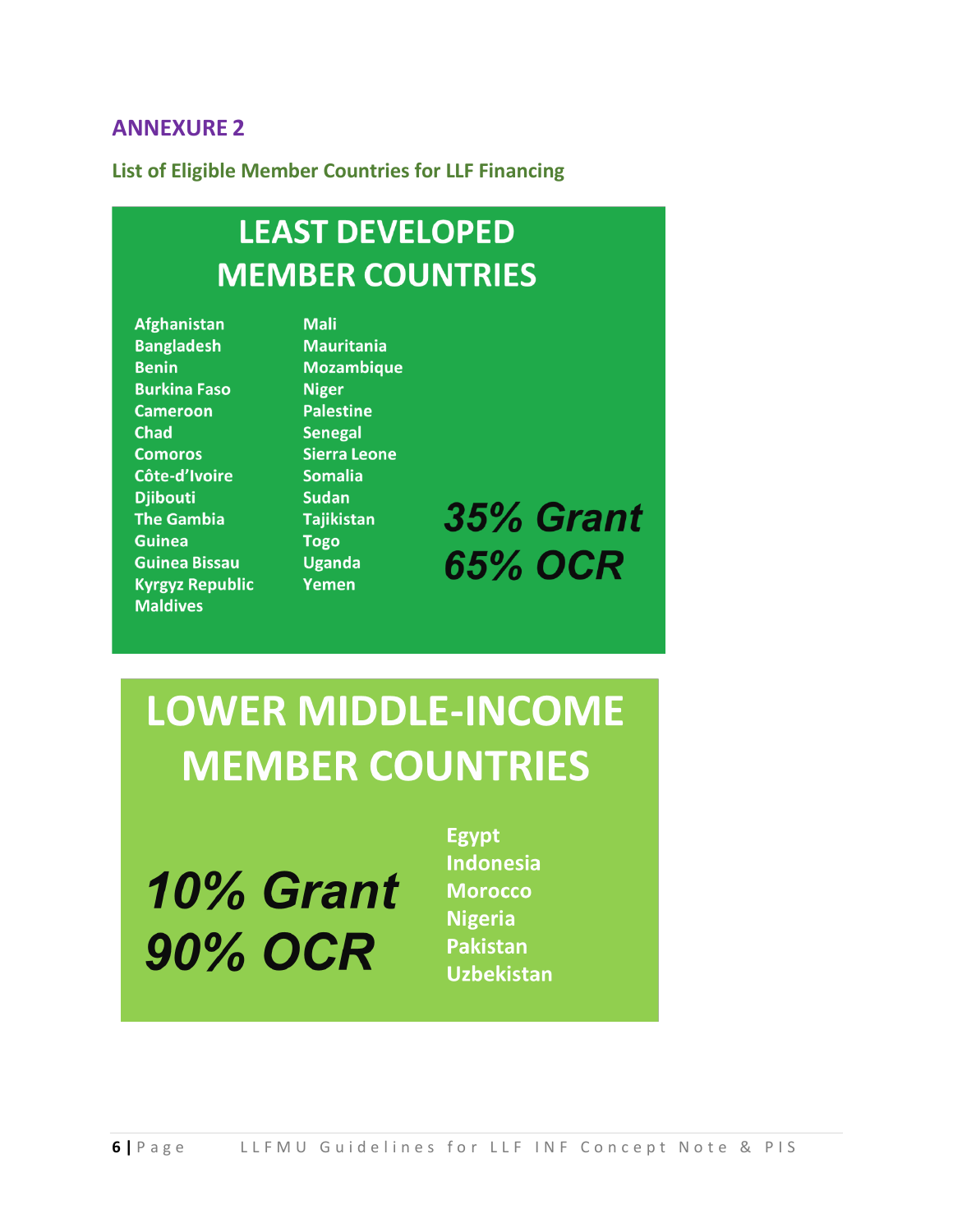## ANNEXURE 2

**List of Eligible Member Countries for LLF Financing**

### LEAST DEVELOPED MEMBER COUNTRIES

- Afghanistan
- Bangladesh
- Benin
- Burkina Faso
- Cameroon
- Chad
- Comoros
- Côte-d'Ivoire
- Djibouti
- The Gambia
- Guinea
- Guinea Bissau
- Kyrgyz Republic
- Maldives
- Mali
- Mauritania
- Mozambique
- Niger
- Palestine
- Senegal
- Sierra Leone
- Somalia
- Sudan
- Tajikistan
- Togo
- Uganda
- Yemen

***35% Grant***
***65% OCR***

### LOWER MIDDLE-INCOME MEMBER COUNTRIES

***10% Grant***
***90% OCR***

- Egypt
- Indonesia
- Morocco
- Nigeria
- Pakistan
- Uzbekistan